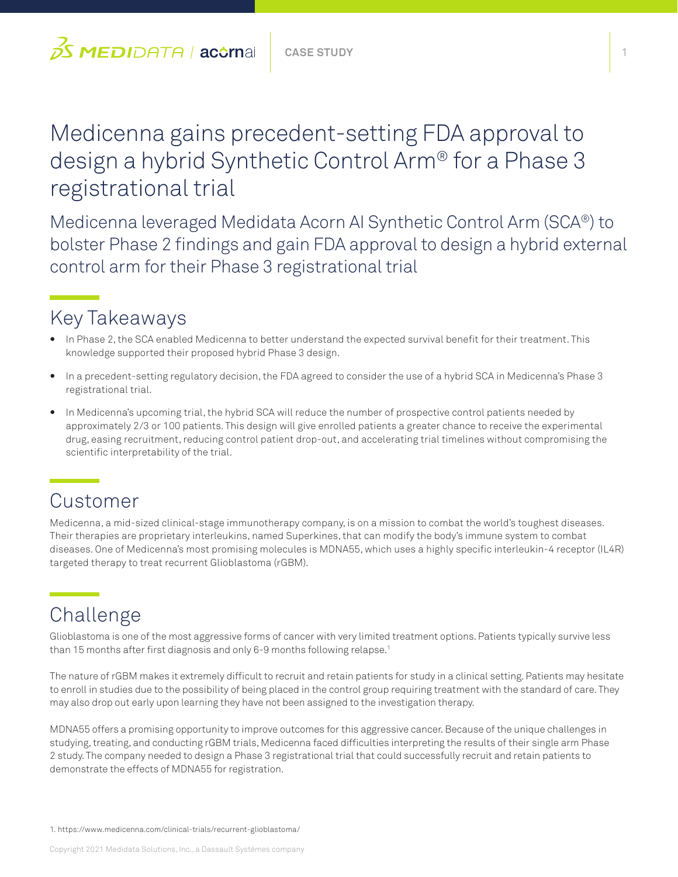# Medicenna gains precedent-setting FDA approval to design a hybrid Synthetic Control Arm® for a Phase 3 registrational trial

Medicenna leveraged Medidata Acorn AI Synthetic Control Arm (SCA®) to bolster Phase 2 findings and gain FDA approval to design a hybrid external control arm for their Phase 3 registrational trial

## Key Takeaways

- In Phase 2, the SCA enabled Medicenna to better understand the expected survival benefit for their treatment. This knowledge supported their proposed hybrid Phase 3 design.
- In a precedent-setting regulatory decision, the FDA agreed to consider the use of a hybrid SCA in Medicenna's Phase 3 registrational trial.
- In Medicenna's upcoming trial, the hybrid SCA will reduce the number of prospective control patients needed by approximately 2/3 or 100 patients. This design will give enrolled patients a greater chance to receive the experimental drug, easing recruitment, reducing control patient drop-out, and accelerating trial timelines without compromising the scientific interpretability of the trial.

## Customer

Medicenna, a mid-sized clinical-stage immunotherapy company, is on a mission to combat the world's toughest diseases. Their therapies are proprietary interleukins, named Superkines, that can modify the body's immune system to combat diseases. One of Medicenna's most promising molecules is MDNA55, which uses a highly specific interleukin-4 receptor (IL4R) targeted therapy to treat recurrent Glioblastoma (rGBM).

## Challenge

Glioblastoma is one of the most aggressive forms of cancer with very limited treatment options. Patients typically survive less than 15 months after first diagnosis and only 6-9 months following relapse.[1]

The nature of rGBM makes it extremely difficult to recruit and retain patients for study in a clinical setting. Patients may hesitate to enroll in studies due to the possibility of being placed in the control group requiring treatment with the standard of care. They may also drop out early upon learning they have not been assigned to the investigation therapy.

MDNA55 offers a promising opportunity to improve outcomes for this aggressive cancer. Because of the unique challenges in studying, treating, and conducting rGBM trials, Medicenna faced difficulties interpreting the results of their single arm Phase 2 study. The company needed to design a Phase 3 registrational trial that could successfully recruit and retain patients to demonstrate the effects of MDNA55 for registration.

1. https://www.medicenna.com/clinical-trials/recurrent-glioblastoma/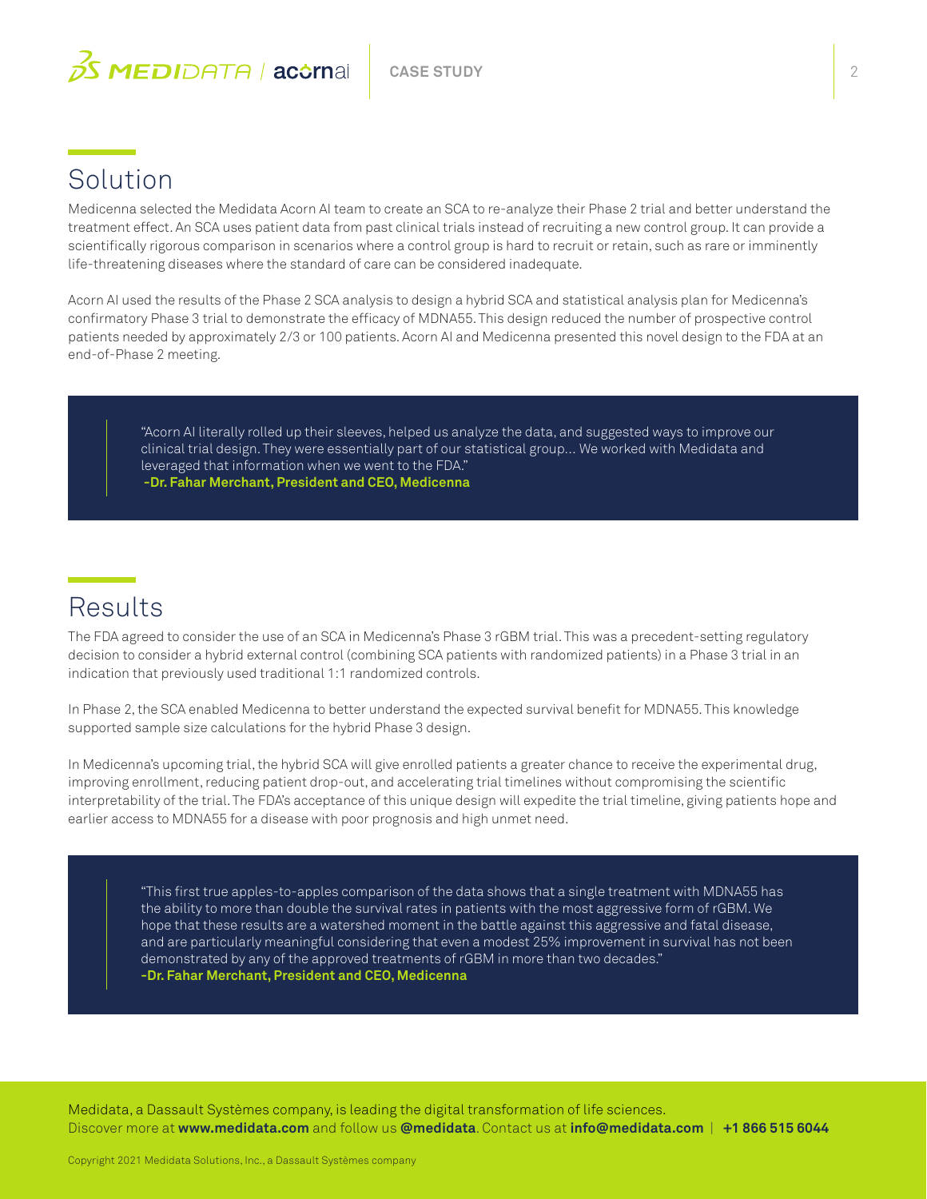## Solution

Medicenna selected the Medidata Acorn AI team to create an SCA to re-analyze their Phase 2 trial and better understand the treatment effect. An SCA uses patient data from past clinical trials instead of recruiting a new control group. It can provide a scientifically rigorous comparison in scenarios where a control group is hard to recruit or retain, such as rare or imminently life-threatening diseases where the standard of care can be considered inadequate.

Acorn AI used the results of the Phase 2 SCA analysis to design a hybrid SCA and statistical analysis plan for Medicenna's confirmatory Phase 3 trial to demonstrate the efficacy of MDNA55. This design reduced the number of prospective control patients needed by approximately 2/3 or 100 patients. Acorn AI and Medicenna presented this novel design to the FDA at an end-of-Phase 2 meeting.

> "Acorn AI literally rolled up their sleeves, helped us analyze the data, and suggested ways to improve our clinical trial design. They were essentially part of our statistical group... We worked with Medidata and leveraged that information when we went to the FDA."
> **-Dr. Fahar Merchant, President and CEO, Medicenna**

## Results

The FDA agreed to consider the use of an SCA in Medicenna's Phase 3 rGBM trial. This was a precedent-setting regulatory decision to consider a hybrid external control (combining SCA patients with randomized patients) in a Phase 3 trial in an indication that previously used traditional 1:1 randomized controls.

In Phase 2, the SCA enabled Medicenna to better understand the expected survival benefit for MDNA55. This knowledge supported sample size calculations for the hybrid Phase 3 design.

In Medicenna's upcoming trial, the hybrid SCA will give enrolled patients a greater chance to receive the experimental drug, improving enrollment, reducing patient drop-out, and accelerating trial timelines without compromising the scientific interpretability of the trial. The FDA's acceptance of this unique design will expedite the trial timeline, giving patients hope and earlier access to MDNA55 for a disease with poor prognosis and high unmet need.

> "This first true apples-to-apples comparison of the data shows that a single treatment with MDNA55 has the ability to more than double the survival rates in patients with the most aggressive form of rGBM. We hope that these results are a watershed moment in the battle against this aggressive and fatal disease, and are particularly meaningful considering that even a modest 25% improvement in survival has not been demonstrated by any of the approved treatments of rGBM in more than two decades."
> **-Dr. Fahar Merchant, President and CEO, Medicenna**

Medidata, a Dassault Systèmes company, is leading the digital transformation of life sciences.
Discover more at **www.medidata.com** and follow us **@medidata**. Contact us at **info@medidata.com** | **+1 866 515 6044**

Copyright 2021 Medidata Solutions, Inc., a Dassault Systèmes company